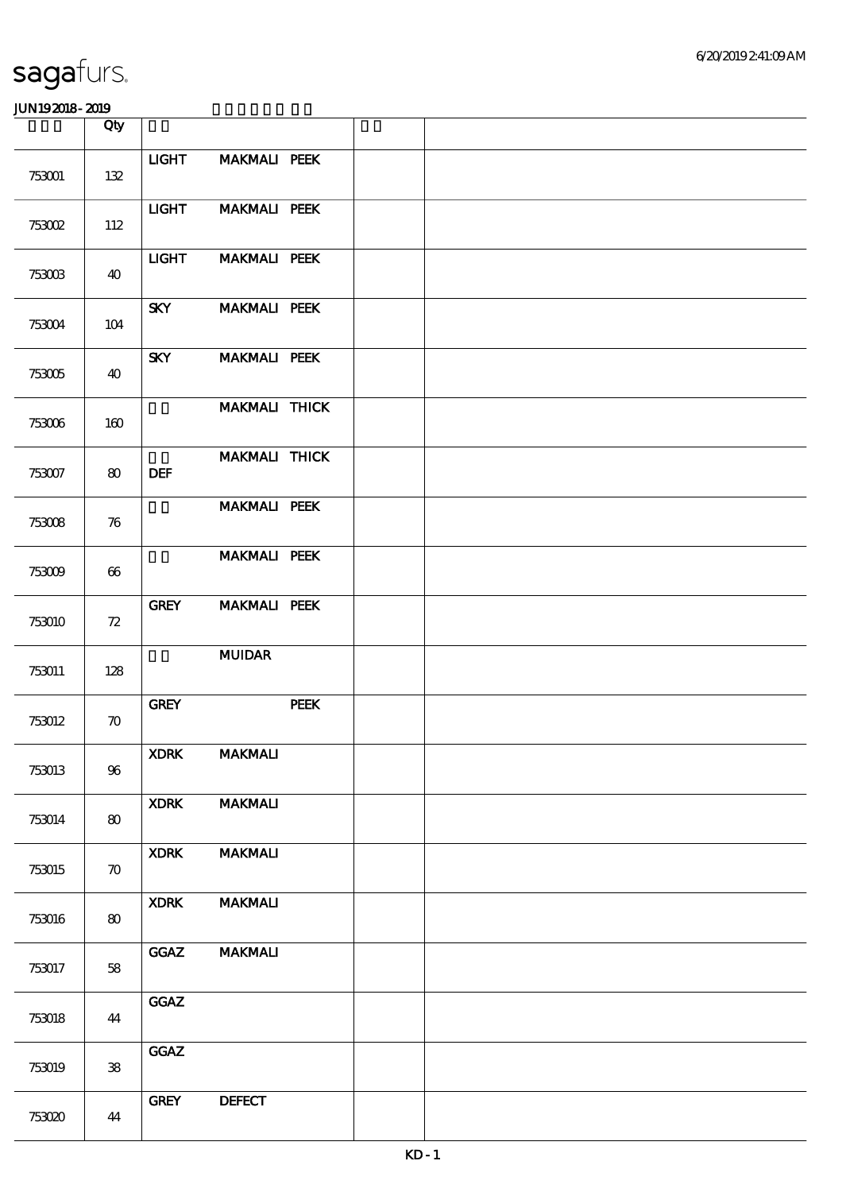sagafurs.

JUN19 2018 - 2019

| | Qty | | | |
|---|---|---|---|---|
| 753001 | 132 | LIGHT MAKMALI PEEK | | |
| 753002 | 112 | LIGHT MAKMALI PEEK | | |
| 753003 | 40 | LIGHT MAKMALI PEEK | | |
| 753004 | 104 | SKY MAKMALI PEEK | | |
| 753005 | 40 | SKY MAKMALI PEEK | | |
| 753006 | 160 | MAKMALI THICK | | |
| 753007 | 80 | MAKMALI THICK DEF | | |
| 753008 | 76 | MAKMALI PEEK | | |
| 753009 | 66 | MAKMALI PEEK | | |
| 753010 | 72 | GREY MAKMALI PEEK | | |
| 753011 | 128 | MUIDAR | | |
| 753012 | 70 | GREY PEEK | | |
| 753013 | 96 | XDRK MAKMALI | | |
| 753014 | 80 | XDRK MAKMALI | | |
| 753015 | 70 | XDRK MAKMALI | | |
| 753016 | 80 | XDRK MAKMALI | | |
| 753017 | 58 | GGAZ MAKMALI | | |
| 753018 | 44 | GGAZ | | |
| 753019 | 38 | GGAZ | | |
| 753020 | 44 | GREY DEFECT | | |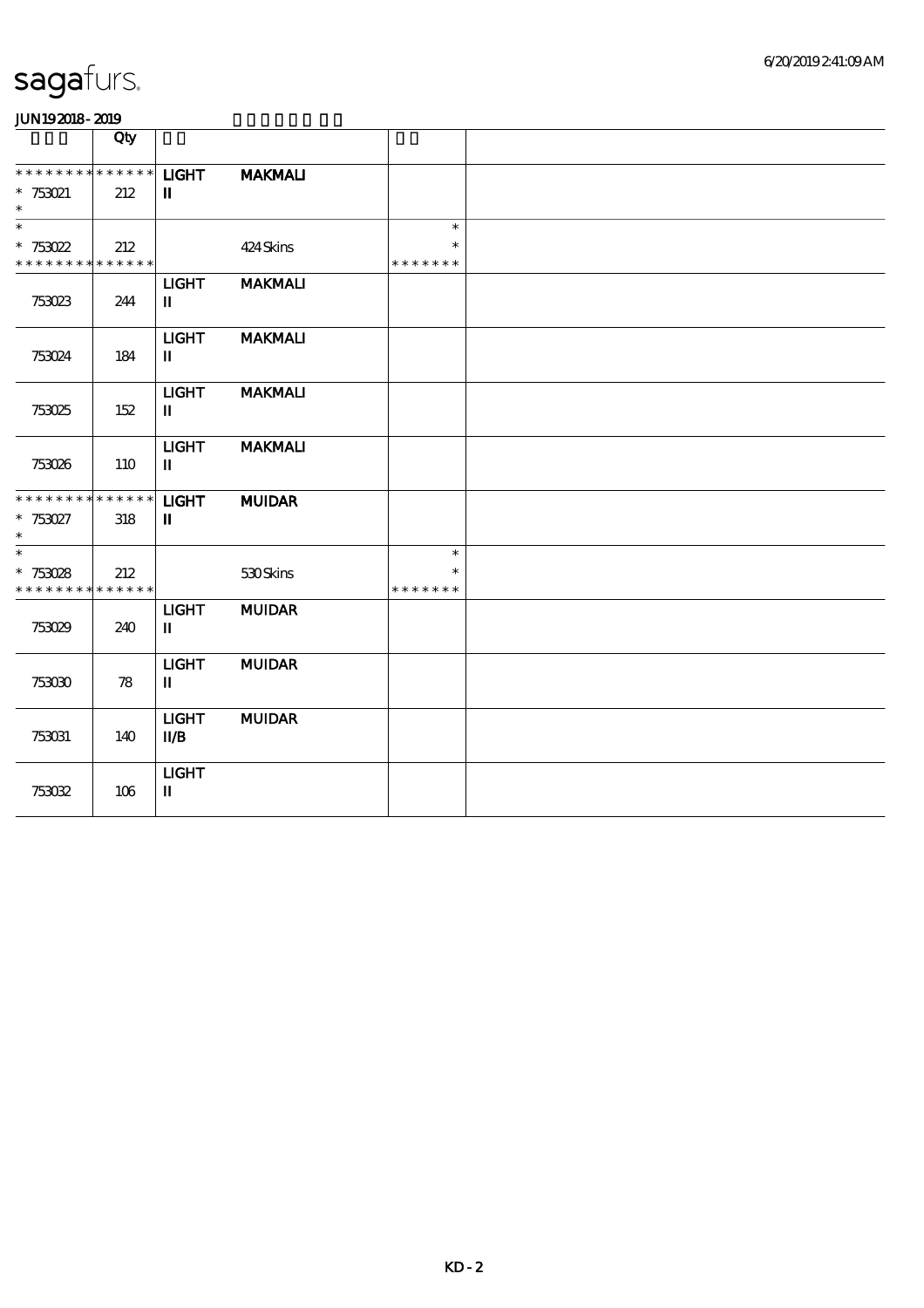# sagafurs.

JUN19 2018 - 2019

| | Qty | | | |
|---|---|---|---|---|
| * * * * * * * * * * * * * * | | **LIGHT** | **MAKMALI** | |
| * 753021 | 212 | **II** | | |
| * | | | | |
| * | | | | * |
| * 753022 | 212 | | 424 Skins | * |
| * * * * * * * * * * * * * * | | | | * * * * * * * |
| 753023 | 244 | **LIGHT** **II** | **MAKMALI** | |
| 753024 | 184 | **LIGHT** **II** | **MAKMALI** | |
| 753025 | 152 | **LIGHT** **II** | **MAKMALI** | |
| 753026 | 110 | **LIGHT** **II** | **MAKMALI** | |
| * * * * * * * * * * * * * * | | **LIGHT** | **MUIDAR** | |
| * 753027 | 318 | **II** | | |
| * | | | | |
| * | | | | * |
| * 753028 | 212 | | 530 Skins | * |
| * * * * * * * * * * * * * * | | | | * * * * * * * |
| 753029 | 240 | **LIGHT** **II** | **MUIDAR** | |
| 753030 | 78 | **LIGHT** **II** | **MUIDAR** | |
| 753031 | 140 | **LIGHT** **II/B** | **MUIDAR** | |
| 753032 | 106 | **LIGHT** **II** | | |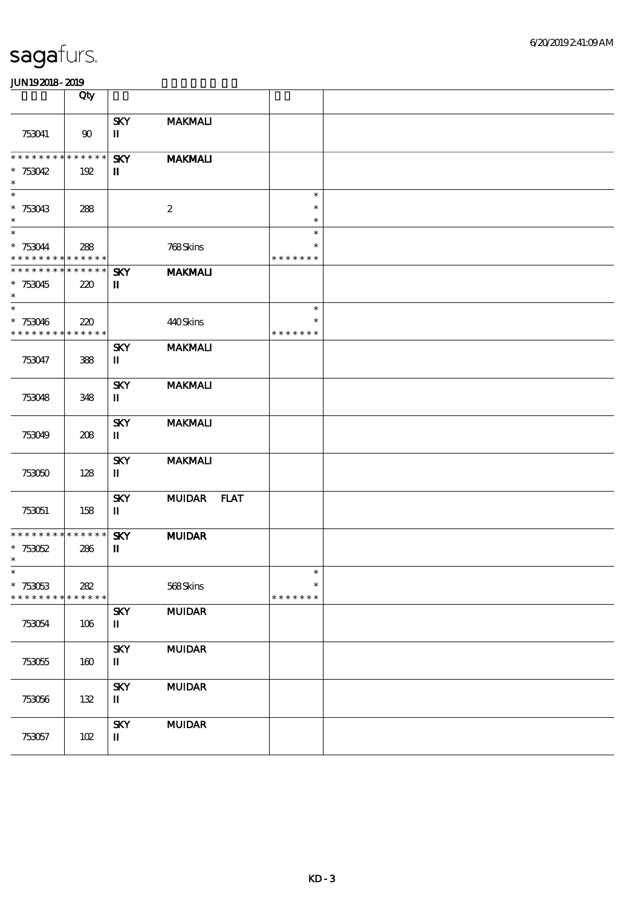**JUN19 2018 - 2019**

| | Qty | | | |
|---|---|---|---|---|
| 753041 | 90 | SKY II MAKMALI | | |
| * * * * * * * * * * * * * * 753042 * | 192 | SKY II MAKMALI | | |
| * * 753043 * | 288 | 2 | * * * | |
| * * 753044 * * * * * * * * * * * * * * | 288 | 768 Skins | * * * * * * * * * | |
| * * * * * * * * * * * * * * 753045 * | 220 | SKY II MAKMALI | | |
| * * 753046 * * * * * * * * * * * * * * | 220 | 440 Skins | * * * * * * * * | |
| 753047 | 388 | SKY II MAKMALI | | |
| 753048 | 348 | SKY II MAKMALI | | |
| 753049 | 208 | SKY II MAKMALI | | |
| 753050 | 128 | SKY II MAKMALI | | |
| 753051 | 158 | SKY II MUIDAR FLAT | | |
| * * * * * * * * * * * * * * 753052 * | 286 | SKY II MUIDAR | | |
| * * 753053 * * * * * * * * * * * * * * | 282 | 568 Skins | * * * * * * * * | |
| 753054 | 106 | SKY II MUIDAR | | |
| 753055 | 160 | SKY II MUIDAR | | |
| 753056 | 132 | SKY II MUIDAR | | |
| 753057 | 102 | SKY II MUIDAR | | |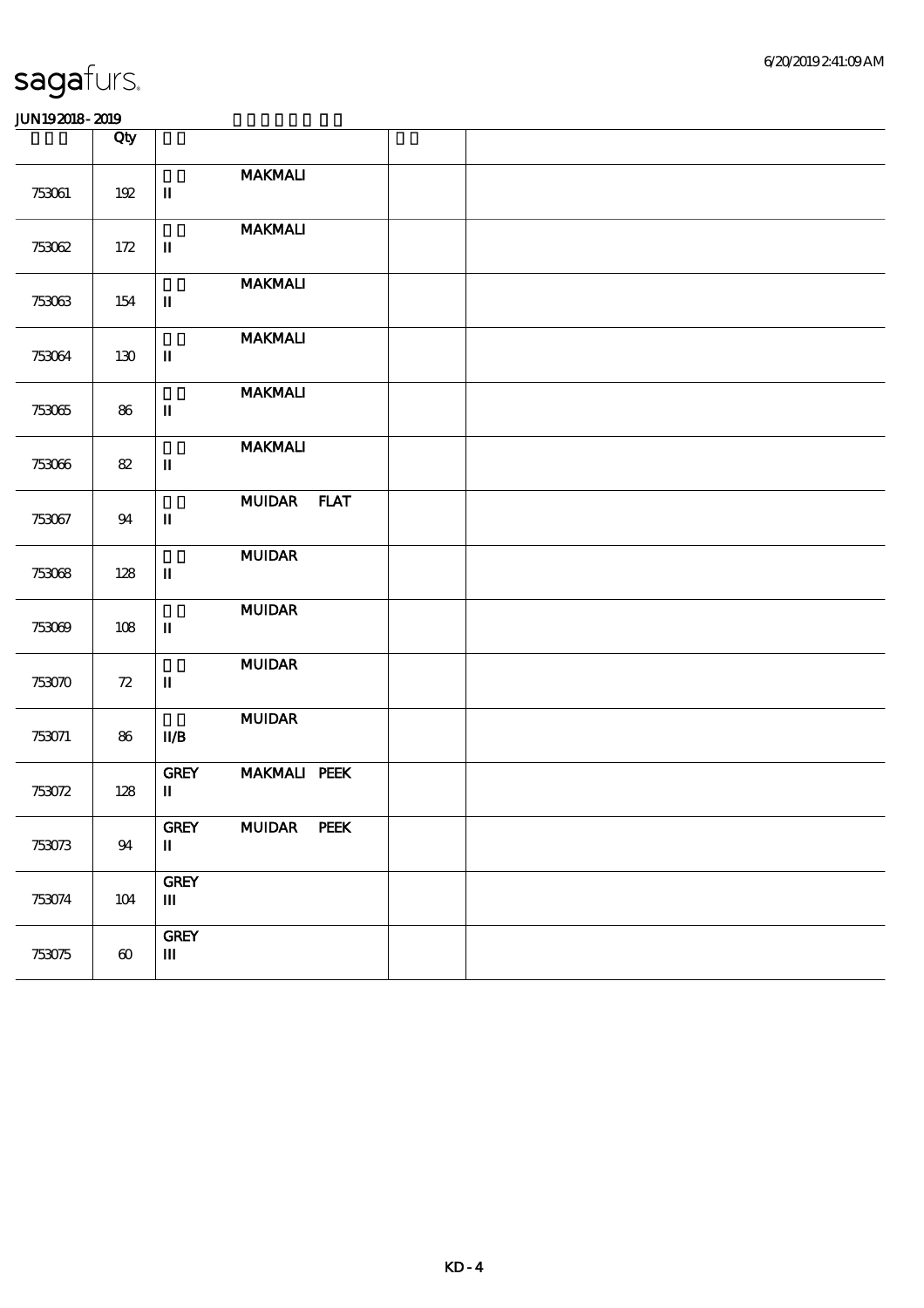# sagafurs.

JUN19 2018 - 2019

| | Qty | | | |
|---|---|---|---|---|
| 753061 | 192 | MAKMALI<br>II | | |
| 753062 | 172 | MAKMALI<br>II | | |
| 753063 | 154 | MAKMALI<br>II | | |
| 753064 | 130 | MAKMALI<br>II | | |
| 753065 | 86 | MAKMALI<br>II | | |
| 753066 | 82 | MAKMALI<br>II | | |
| 753067 | 94 | MUIDAR FLAT<br>II | | |
| 753068 | 128 | MUIDAR<br>II | | |
| 753069 | 108 | MUIDAR<br>II | | |
| 753070 | 72 | MUIDAR<br>II | | |
| 753071 | 86 | MUIDAR<br>II/B | | |
| 753072 | 128 | GREY MAKMALI PEEK<br>II | | |
| 753073 | 94 | GREY MUIDAR PEEK<br>II | | |
| 753074 | 104 | GREY<br>III | | |
| 753075 | 60 | GREY<br>III | | |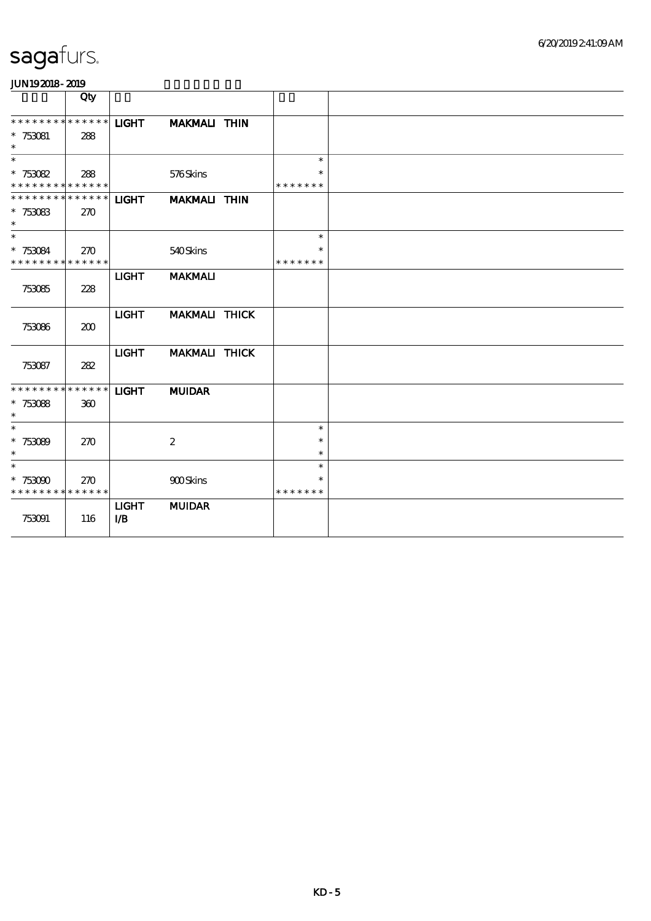**JUN19 2018 - 2019**

| | Qty | | | |
|---|---|---|---|---|
| * * * * * * * * * * * * * * | | LIGHT | MAKMALI THIN | |
| * 753081 | 288 | | | |
| * | | | | |
| * | | | | * |
| * 753082 | 288 | | 576 Skins | * |
| * * * * * * * * * * * * * * | | | | * * * * * * * |
| * * * * * * * * * * * * * * | | LIGHT | MAKMALI THIN | |
| * 753083 | 270 | | | |
| * | | | | |
| * | | | | * |
| * 753084 | 270 | | 540 Skins | * |
| * * * * * * * * * * * * * * | | | | * * * * * * * |
| 753085 | 228 | LIGHT | MAKMALI | |
| 753086 | 200 | LIGHT | MAKMALI THICK | |
| 753087 | 282 | LIGHT | MAKMALI THICK | |
| * * * * * * * * * * * * * * | | LIGHT | MUIDAR | |
| * 753088 | 360 | | | |
| * | | | | |
| * | | | | * |
| * 753089 | 270 | | 2 | * |
| * | | | | * |
| * | | | | * |
| * 753090 | 270 | | 900 Skins | * |
| * * * * * * * * * * * * * * | | | | * * * * * * * |
| 753091 | 116 | LIGHT I/B | MUIDAR | |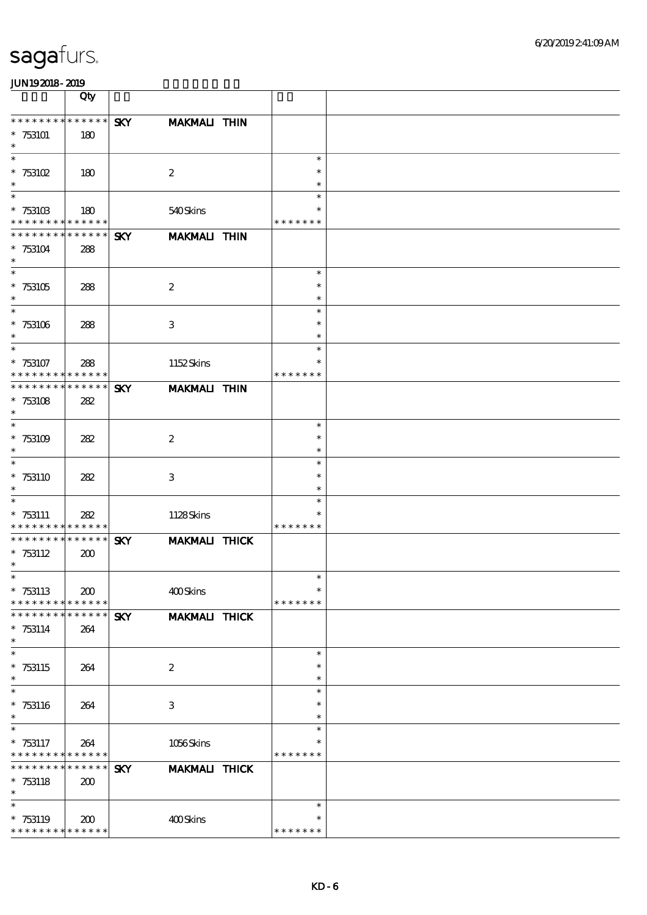sagafurs.

JUN19 2018 - 2019

| | Qty | | | |
|---|---|---|---|---|
| * * * * * * * * * * * * * * | | SKY | MAKMALI THIN | |
| * 753101 | 180 | | | |
| * 753102 | 180 | | 2 | |
| * 753103 | 180 | | 540 Skins | * * * * * * * |
| * * * * * * * * * * * * * * | | SKY | MAKMALI THIN | |
| * 753104 | 288 | | | |
| * 753105 | 288 | | 2 | |
| * 753106 | 288 | | 3 | |
| * 753107 | 288 | | 1152 Skins | * * * * * * * |
| * * * * * * * * * * * * * * | | SKY | MAKMALI THIN | |
| * 753108 | 282 | | | |
| * 753109 | 282 | | 2 | |
| * 753110 | 282 | | 3 | |
| * 753111 | 282 | | 1128 Skins | * * * * * * * |
| * * * * * * * * * * * * * * | | SKY | MAKMALI THICK | |
| * 753112 | 200 | | | |
| * 753113 | 200 | | 400 Skins | * * * * * * * |
| * * * * * * * * * * * * * * | | SKY | MAKMALI THICK | |
| * 753114 | 264 | | | |
| * 753115 | 264 | | 2 | |
| * 753116 | 264 | | 3 | |
| * 753117 | 264 | | 1056 Skins | * * * * * * * |
| * * * * * * * * * * * * * * | | SKY | MAKMALI THICK | |
| * 753118 | 200 | | | |
| * 753119 | 200 | | 400 Skins | * * * * * * * |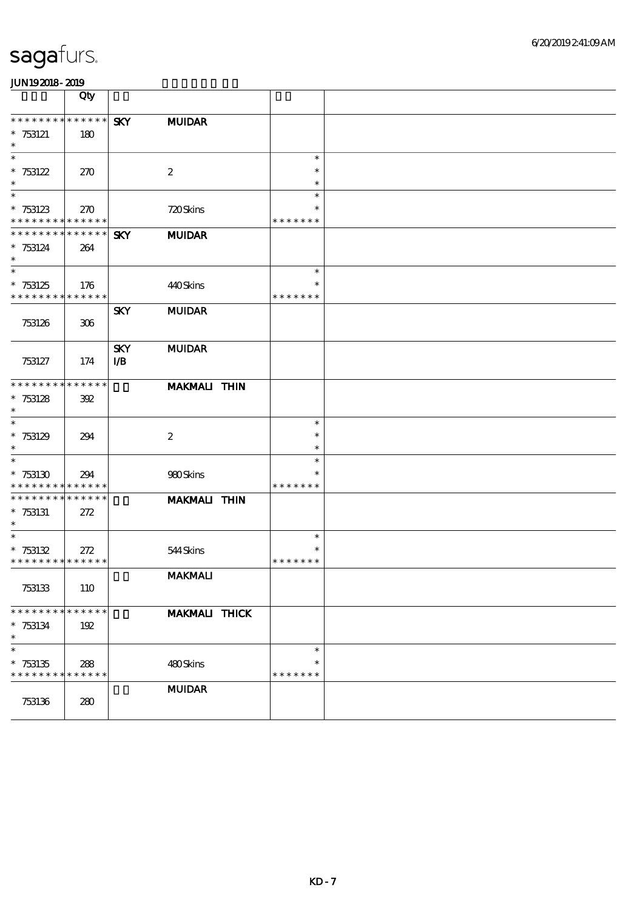| | Qty | | | | |
|---|---|---|---|---|---|
| * * * * * * * * * * * * * * | | SKY | MUIDAR | | |
| * 753121 | 180 | | | | |
| * 753122 | 270 | | 2 | * | |
| * 753123 | 270 | | 720 Skins | * * * * * * * | |
| * * * * * * * * * * * * * * | | SKY | MUIDAR | | |
| * 753124 | 264 | | | | |
| * 753125 | 176 | | 440 Skins | * * * * * * * | |
| 753126 | 306 | SKY | MUIDAR | | |
| 753127 | 174 | SKY I/B | MUIDAR | | |
| * * * * * * * * * * * * * * | | | MAKMALI THIN | | |
| * 753128 | 392 | | | | |
| * 753129 | 294 | | 2 | * | |
| * 753130 | 294 | | 980 Skins | * * * * * * * | |
| * * * * * * * * * * * * * * | | | MAKMALI THIN | | |
| * 753131 | 272 | | | | |
| * 753132 | 272 | | 544 Skins | * * * * * * * | |
| 753133 | 110 | | MAKMALI | | |
| * * * * * * * * * * * * * * | | | MAKMALI THICK | | |
| * 753134 | 192 | | | | |
| * 753135 | 288 | | 480 Skins | * * * * * * * | |
| 753136 | 280 | | MUIDAR | | |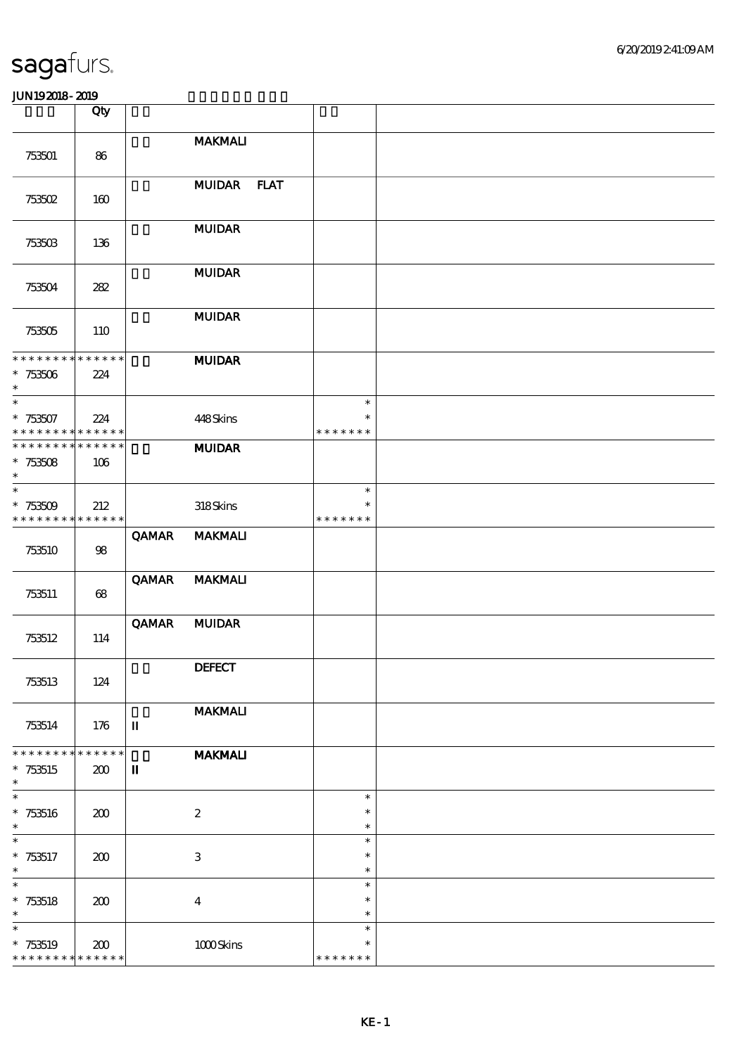| | Qty | | | | |
|---|---|---|---|---|---|
| 753501 | 86 | | MAKMALI | | |
| 753502 | 160 | | MUIDAR FLAT | | |
| 753503 | 136 | | MUIDAR | | |
| 753504 | 282 | | MUIDAR | | |
| 753505 | 110 | | MUIDAR | | |
| * * * * * * * * * * * * * *<br>* 753506<br>* | 224 | | MUIDAR | | |
| *<br>* 753507<br>* * * * * * * * * * * * * * | 224 | | 448 Skins | *<br>*<br>* * * * * * * | |
| * * * * * * * * * * * * * *<br>* 753508<br>* | 106 | | MUIDAR | | |
| *<br>* 753509<br>* * * * * * * * * * * * * * | 212 | | 318 Skins | *<br>*<br>* * * * * * * | |
| 753510 | 98 | QAMAR | MAKMALI | | |
| 753511 | 68 | QAMAR | MAKMALI | | |
| 753512 | 114 | QAMAR | MUIDAR | | |
| 753513 | 124 | | DEFECT | | |
| 753514 | 176 | II | MAKMALI | | |
| * * * * * * * * * * * * * *<br>* 753515<br>* | 200 | II | MAKMALI | | |
| *<br>* 753516<br>* | 200 | | 2 | *<br>*<br>* | |
| *<br>* 753517<br>* | 200 | | 3 | *<br>*<br>* | |
| *<br>* 753518<br>* | 200 | | 4 | *<br>*<br>* | |
| *<br>* 753519<br>* * * * * * * * * * * * * * | 200 | | 1000 Skins | *<br>*<br>* * * * * * * | |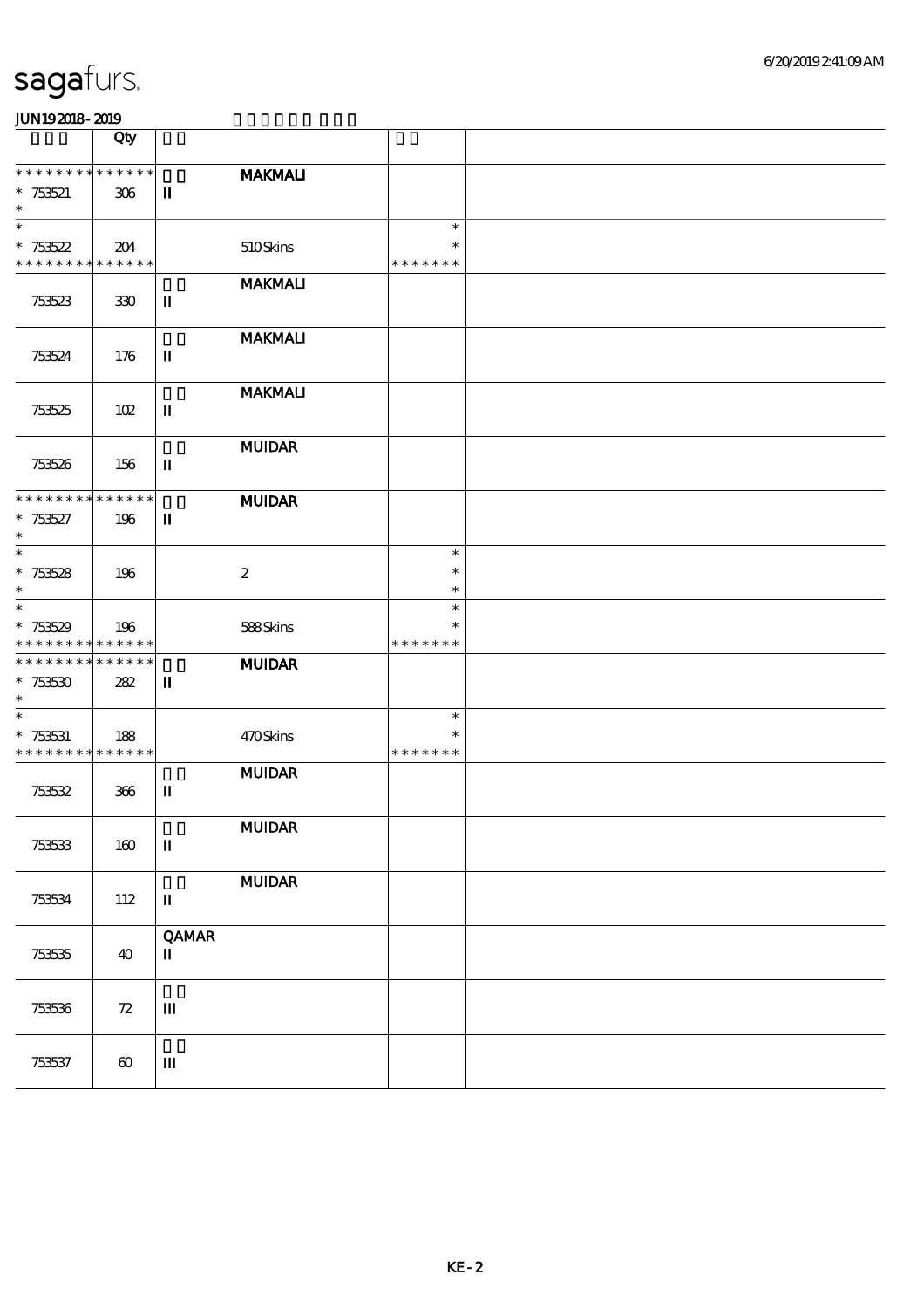# sagafurs.

**JUN192018-2019**

| | Qty | | | |
|---|---|---|---|---|
| * * * * * * * * * * * * * * | | **MAKMALI** | | |
| * 753521 | 306 | **II** | | |
| * | | | | |
| * | | | * | |
| * 753522 | 204 | 510 Skins | * | |
| * * * * * * * * * * * * * * | | | * * * * * * * | |
| | | **MAKMALI** | | |
| 753523 | 330 | **II** | | |
| | | **MAKMALI** | | |
| 753524 | 176 | **II** | | |
| | | **MAKMALI** | | |
| 753525 | 102 | **II** | | |
| | | **MUIDAR** | | |
| 753526 | 156 | **II** | | |
| * * * * * * * * * * * * * * | | **MUIDAR** | | |
| * 753527 | 196 | **II** | | |
| * | | | | |
| * | | | * | |
| * 753528 | 196 | 2 | * | |
| * | | | * | |
| * | | | * | |
| * 753529 | 196 | 588 Skins | * | |
| * * * * * * * * * * * * * * | | | * * * * * * * | |
| * * * * * * * * * * * * * * | | **MUIDAR** | | |
| * 753530 | 282 | **II** | | |
| * | | | | |
| * | | | * | |
| * 753531 | 188 | 470 Skins | * | |
| * * * * * * * * * * * * * * | | | * * * * * * * | |
| | | **MUIDAR** | | |
| 753532 | 366 | **II** | | |
| | | **MUIDAR** | | |
| 753533 | 160 | **II** | | |
| | | **MUIDAR** | | |
| 753534 | 112 | **II** | | |
| | | **QAMAR** | | |
| 753535 | 40 | **II** | | |
| 753536 | 72 | **III** | | |
| 753537 | 60 | **III** | | |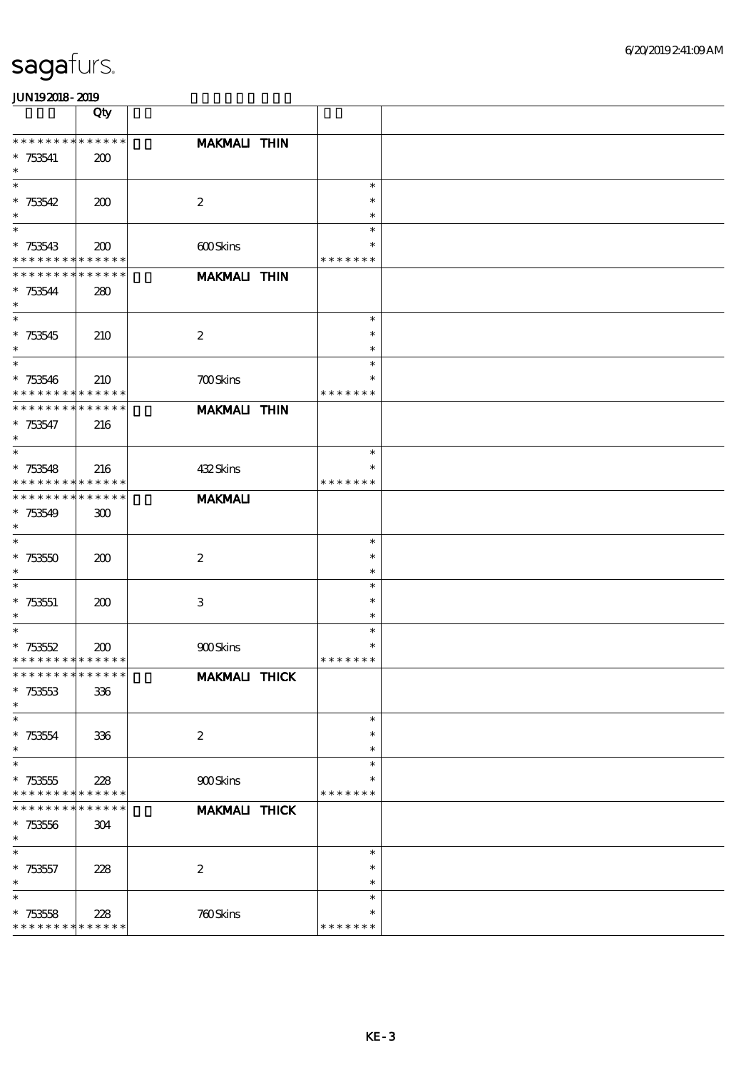sagafurs.

JUN192018 - 2019

| | Qty | | | |
|---|---|---|---|---|
| * * * * * * * * * * * * * * | | | MAKMALI THIN | |
| * 753541 | 200 | | | |
| * 753542 | 200 | | 2 | * * * |
| * 753543 | 200 | | 600 Skins | * * * * * * * |
| * * * * * * * * * * * * * * | | | MAKMALI THIN | |
| * 753544 | 280 | | | |
| * 753545 | 210 | | 2 | * * * |
| * 753546 | 210 | | 700 Skins | * * * * * * * |
| * * * * * * * * * * * * * * | | | MAKMALI THIN | |
| * 753547 | 216 | | | |
| * 753548 | 216 | | 432 Skins | * * * * * * * |
| * * * * * * * * * * * * * * | | | MAKMALI | |
| * 753549 | 300 | | | |
| * 753550 | 200 | | 2 | * * * |
| * 753551 | 200 | | 3 | * * * |
| * 753552 | 200 | | 900 Skins | * * * * * * * |
| * * * * * * * * * * * * * * | | | MAKMALI THICK | |
| * 753553 | 336 | | | |
| * 753554 | 336 | | 2 | * * * |
| * 753555 | 228 | | 900 Skins | * * * * * * * |
| * * * * * * * * * * * * * * | | | MAKMALI THICK | |
| * 753556 | 304 | | | |
| * 753557 | 228 | | 2 | * * * |
| * 753558 | 228 | | 760 Skins | * * * * * * * |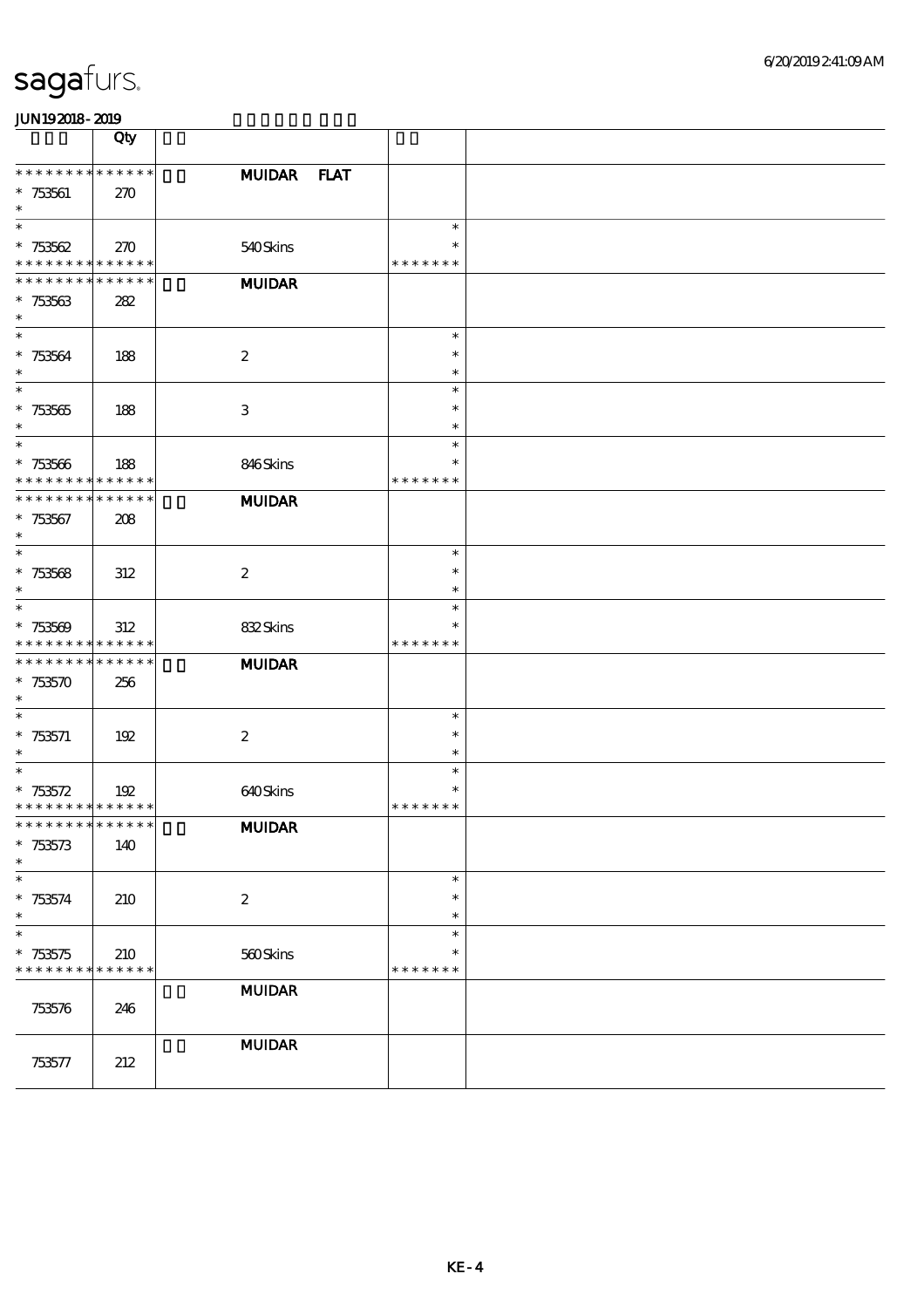| | Qty | | | |
|---|---|---|---|---|
| * * * * * * * * * * * * * * | | MUIDAR FLAT | | |
| * 753561 | 270 | | | |
| * | | | | |
| * 753562 | 270 | 540 Skins | * | |
| * * * * * * * * * * * * * * | | | * * * * * * * | |
| * * * * * * * * * * * * * * | | MUIDAR | | |
| * 753563 | 282 | | | |
| * 753564 | 188 | 2 | * | |
| * 753565 | 188 | 3 | * | |
| * 753566 | 188 | 846 Skins | * | |
| * * * * * * * * * * * * * * | | | * * * * * * * | |
| * * * * * * * * * * * * * * | | MUIDAR | | |
| * 753567 | 208 | | | |
| * 753568 | 312 | 2 | * | |
| * 753569 | 312 | 832 Skins | * | |
| * * * * * * * * * * * * * * | | | * * * * * * * | |
| * * * * * * * * * * * * * * | | MUIDAR | | |
| * 753570 | 256 | | | |
| * 753571 | 192 | 2 | * | |
| * 753572 | 192 | 640 Skins | * | |
| * * * * * * * * * * * * * * | | | * * * * * * * | |
| * * * * * * * * * * * * * * | | MUIDAR | | |
| * 753573 | 140 | | | |
| * 753574 | 210 | 2 | * | |
| * 753575 | 210 | 560 Skins | * | |
| * * * * * * * * * * * * * * | | | * * * * * * * | |
| 753576 | 246 | MUIDAR | | |
| 753577 | 212 | MUIDAR | | |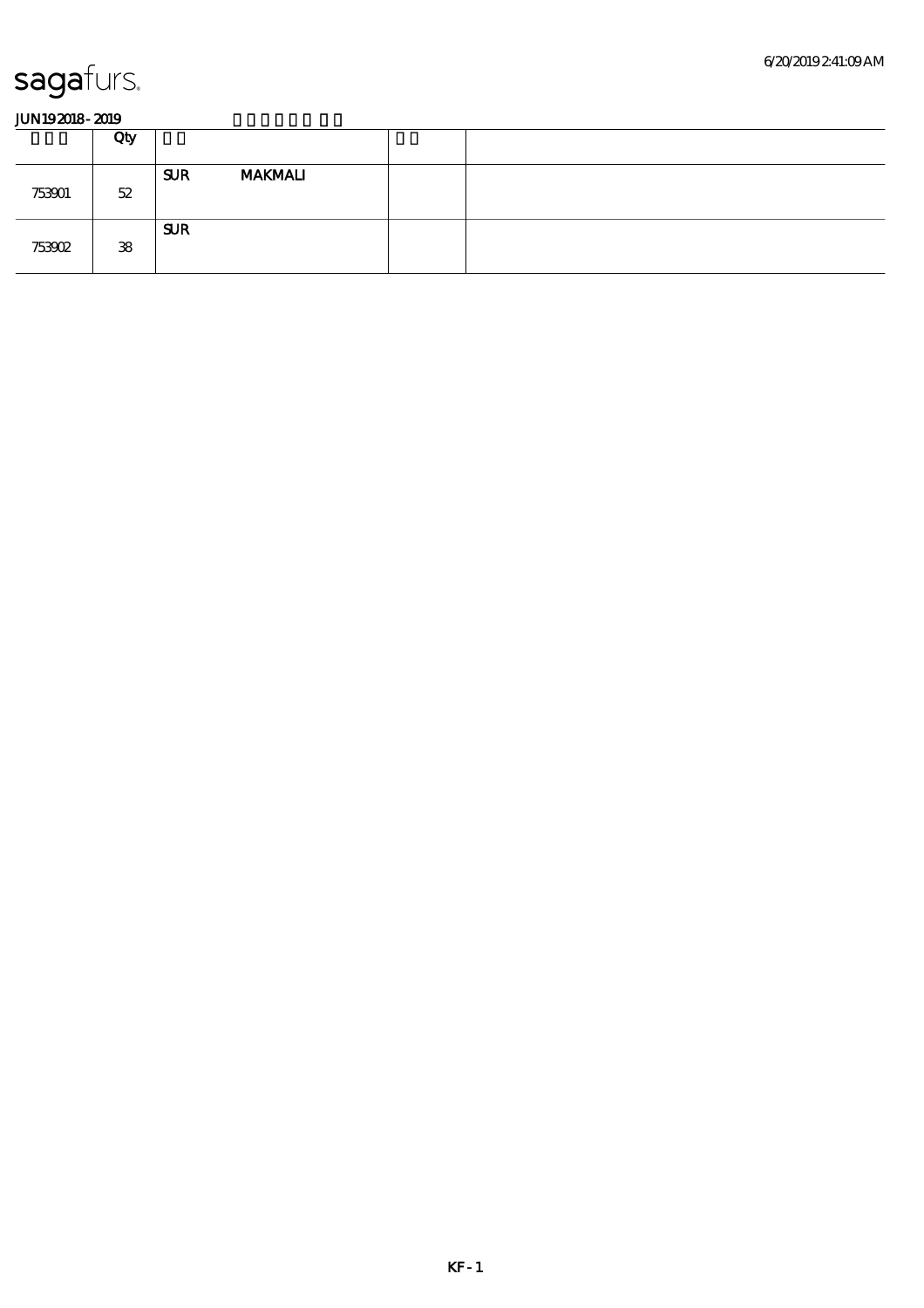sagafurs.

JUN19 2018 - 2019

| | Qty | | | |
|---|---|---|---|---|
| 753901 | 52 | SUR MAKMALI | | |
| 753902 | 38 | SUR | | |

KF - 1